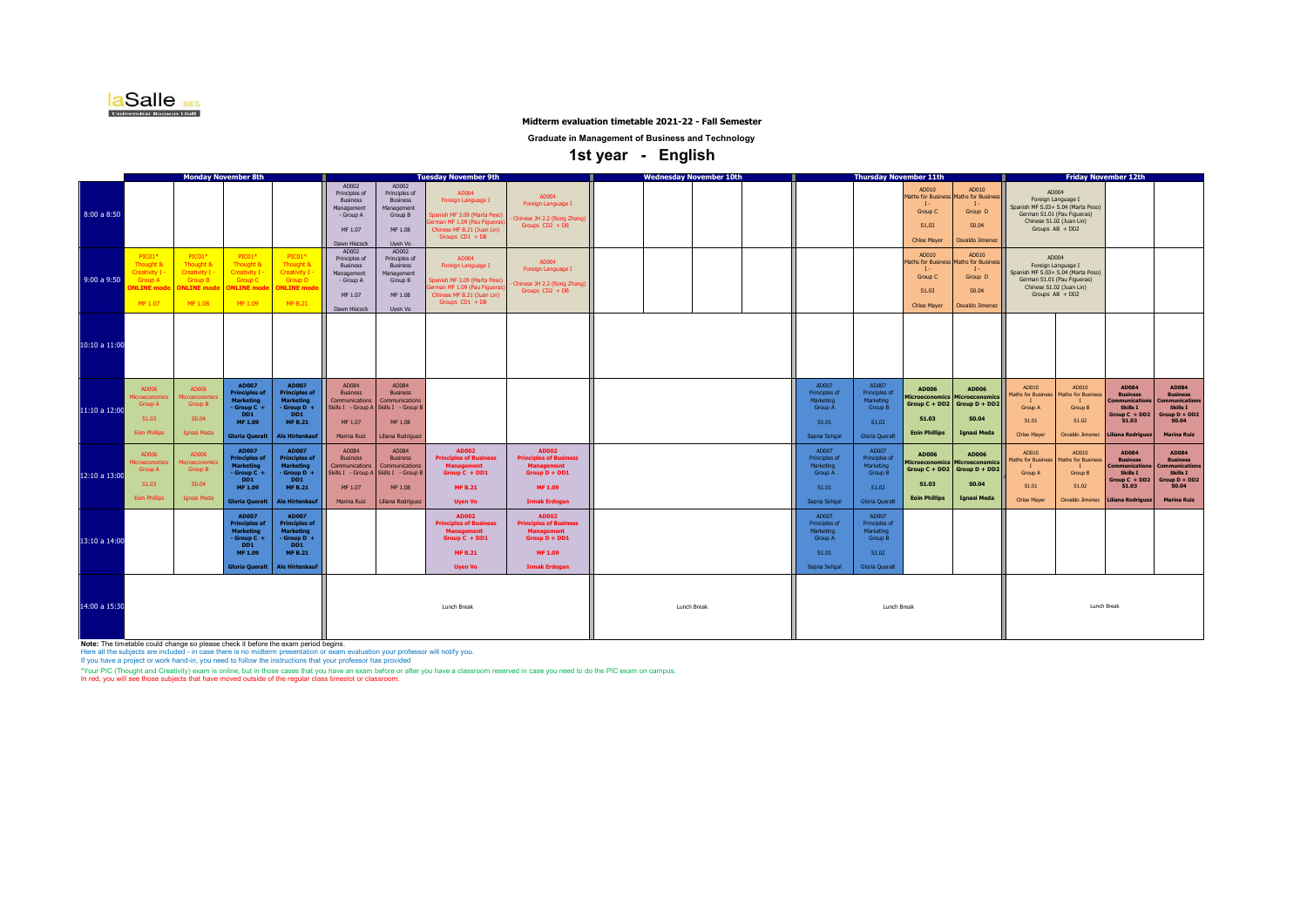**Midterm evaluation timetable 2021-22 - Fall Semester**

**Graduate in Management of Business and Technology**

# 1st year - English

| | Monday November 8th | | | | Tuesday November 9th | | | | Wednesday November 10th | | | | Thursday November 11th | | | | Friday November 12th | | | |
|---|---|---|---|---|---|---|---|---|---|---|---|---|---|---|---|---|---|---|---|---|
| 8:00 a 8:50 | | | | | AD002 Principles of Business Management - Group A MF 1.07 Dawn Hiscock | AD002 Principles of Business Management Group B MF 1.08 Uyen Vo | AD004 Foreign Language I Spanish MF 3.09 (Marta Peso) German MF 1.09 (Pau Figueras) Chinese MF 8.21 (Juan Lin) Groups CD1 + DB | AD004 Foreign Language I Chinese JH 2.2 (Rong Zhang) Groups CD2 + DB | | | | | | | AD010 Maths for Business I - Group C S1.03 Chloe Mayer | AD010 Maths for Business I - Group D S0.04 Osvaldo Jimenez | AD004 Foreign Language I Spanish MF S.03+ S.04 (Marta Peso) German S1.01 (Pau Figueras) Chinese S1.02 (Juan Lin) Groups AB + DD2 | | | |
| 9:00 a 9:50 | PIC01* Thought & Creativity I - Group A ONLINE mode MF 1.07 | PIC01* Thought & Creativity I - Group B ONLINE mode MF 1.08 | PIC01* Thought & Creativity I - Group C ONLINE mode MF 1.09 | PIC01* Thought & Creativity I - Group D ONLINE mode MF B.21 | AD002 Principles of Business Management - Group A MF 1.07 Dawn Hiscock | AD002 Principles of Business Management Group B MF 1.08 Uyen Vo | AD004 Foreign Language I Spanish MF 3.09 (Marta Peso) German MF 1.09 (Pau Figueras) Chinese MF 8.21 (Juan Lin) Groups CD1 + DB | AD004 Foreign Language I Chinese JH 2.2 (Rong Zhang) Groups CD2 + DB | | | | | | | AD010 Maths for Business I - Group C S1.03 Chloe Mayer | AD010 Maths for Business I - Group D S0.04 Osvaldo Jimenez | AD004 Foreign Language I Spanish MF S.03+ S.04 (Marta Peso) German S1.01 (Pau Figueras) Chinese S1.02 (Juan Lin) Groups AB + DD2 | | | |
| 10:10 a 11:00 | | | | | | | | | | | | | | | | | | | | |
| 11:10 a 12:00 | AD006 Microeconomics Group A S1.03 Eoin Phillips | AD006 Microeconomics Group B S0.04 Ignasi Meda | **AD007 Principles of Marketing - Group C + DD1 MF 1.09 Gloria Queralt** | **AD007 Principles of Marketing - Group D + DD1 MF B.21 Ale Hirtenkauf** | AD084 Business Communications Skills I - Group A MF 1.07 Marina Ruiz | AD084 Business Communications Skills I - Group B MF 1.08 Liliana Rodriguez | | | | | | | AD007 Principles of Marketing Group A S1.01 Sapna Sehgal | AD007 Principles of Marketing Group B S1.02 Gloria Queralt | **AD006 Microeconomics Group C + DD2 S1.03 Eoin Phillips** | **AD006 Microeconomics Group D + DD2 S0.04 Ignasi Meda** | AD010 Maths for Business I Group A S1.01 Chloe Mayer | AD010 Maths for Business I Group B S1.02 Osvaldo Jimenez | **AD084 Business Communications Skills I Group C + DD2 S1.03 Liliana Rodriguez** | **AD084 Business Communications Skills I Group D + DD2 S0.04 Marina Ruiz** |
| 12:10 a 13:00 | AD006 Microeconomics Group A S1.03 Eoin Phillips | AD006 Microeconomics Group B S0.04 Ignasi Meda | **AD007 Principles of Marketing - Group C + DD1 MF 1.09 Gloria Queralt** | **AD007 Principles of Marketing - Group D + DD1 MF B.21 Ale Hirtenkauf** | AD084 Business Communications Skills I - Group A MF 1.07 Marina Ruiz | AD084 Business Communications Skills I - Group B MF 1.08 Liliana Rodriguez | **AD002 Principles of Business Management Group C + DD1 MF B.21 Uyen Vo** | **AD002 Principles of Business Management Group D + DD1 MF 1.09 Irmak Erdogan** | | | | | AD007 Principles of Marketing Group A S1.01 Sapna Sehgal | AD007 Principles of Marketing Group B S1.02 Gloria Queralt | **AD006 Microeconomics Group C + DD2 S1.03 Eoin Phillips** | **AD006 Microeconomics Group D + DD2 S0.04 Ignasi Meda** | AD010 Maths for Business I Group A S1.01 Chloe Mayer | AD010 Maths for Business I Group B S1.02 Osvaldo Jimenez | **AD084 Business Communications Skills I Group C + DD2 S1.03 Liliana Rodriguez** | **AD084 Business Communications Skills I Group D + DD2 S0.04 Marina Ruiz** |
| 13:10 a 14:00 | | | **AD007 Principles of Marketing - Group C + DD1 MF 1.09 Gloria Queralt** | **AD007 Principles of Marketing - Group D + DD1 MF B.21 Ale Hirtenkauf** | | | **AD002 Principles of Business Management Group C + DD1 MF B.21 Uyen Vo** | **AD002 Principles of Business Management Group D + DD1 MF 1.09 Irmak Erdogan** | | | | | AD007 Principles of Marketing Group A S1.01 Sapna Sehgal | AD007 Principles of Marketing Group B S1.02 Gloria Queralt | | | | | | |
| 14:00 a 15:30 | | | | | Lunch Break | | | | Lunch Break | | | | Lunch Break | | | | Lunch Break | | | |

**Note:** The timetable could change so please check it before the exam period begins.
Here all the subjects are included - in case there is no midterm presentation or exam evaluation your professor will notify you.
If you have a project or work hand-in, you need to follow the instructions that your professor has provided

*Your PIC (Thought and Creativity) exam is online, but in those cases that you have an exam before or after you have a classroom reserved in case you need to do the PIC exam on campus.
In red, you will see those subjects that have moved outside of the regular class timeslot or classroom.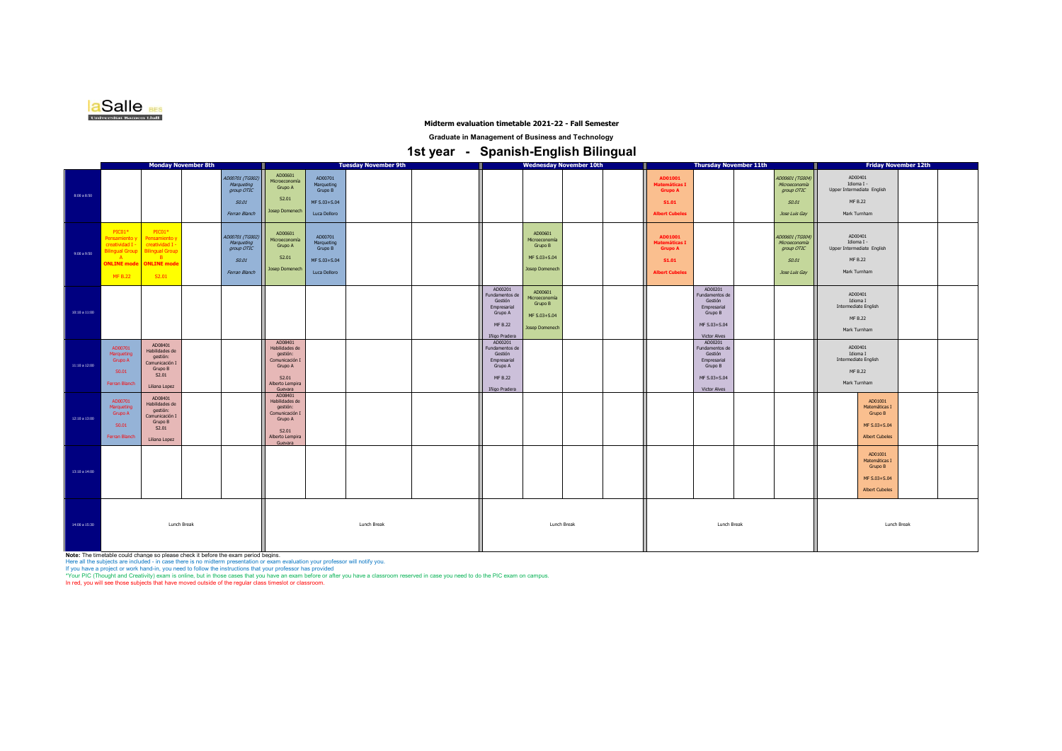**Midterm evaluation timetable 2021-22 - Fall Semester**

**Graduate in Management of Business and Technology**

# 1st year - Spanish-English Bilingual

| | Monday November 8th | | | | Tuesday November 9th | | | | Wednesday November 10th | | | | Thursday November 11th | | | | Friday November 12th | | | |
|---|---|---|---|---|---|---|---|---|---|---|---|---|---|---|---|---|---|---|---|---|
| 8:00 a 8:50 | | | | AD00701 (TG002) Marqueting group OTIC S0.01 Ferran Blanch | AD00601 Microeconomía Grupo A S2.01 Josep Domenech | AD00701 Marqueting Grupo B MF S.03+S.04 Luca Delloro | | | | | | | AD01001 Matemáticas I Grupo A S1.01 Albert Cubeles | | | AD00601 (TG004) Microeconomía group OTIC S0.01 Jose Luis Gay | AD00401 Idioma I - Upper Intermediate English MF B.22 Mark Turnham | | | |
| 9:00 a 9:50 | PIC01* Pensamiento y creatividad I - Bilingual Group A ONLINE mode MF B.22 | PIC01* Pensamiento y creatividad I - Bilingual Group B ONLINE mode S2.01 | | AD00701 (TG002) Marqueting group OTIC S0.01 Ferran Blanch | AD00601 Microeconomía Grupo A S2.01 Josep Domenech | AD00701 Marqueting Grupo B MF S.03+S.04 Luca Delloro | | | | AD00601 Microeconomía Grupo B MF S.03+S.04 Josep Domenech | | | AD01001 Matemáticas I Grupo A S1.01 Albert Cubeles | | | AD00601 (TG004) Microeconomía group OTIC S0.01 Jose Luis Gay | AD00401 Idioma I - Upper Intermediate English MF B.22 Mark Turnham | | | |
| 10:10 a 11:00 | | | | | | | | | AD00201 Fundamentos de Gestión Empresarial Grupo A MF B.22 Iñigo Pradera | AD00601 Microeconomía Grupo B MF S.03+S.04 Josep Domenech | | | | AD00201 Fundamentos de Gestión Empresarial Grupo B MF S.03+S.04 Victor Alves | | | AD00401 Idioma I Intermediate English MF B.22 Mark Turnham | | | |
| 11:10 a 12:00 | AD00701 Marqueting Grupo A S0.01 Ferran Blanch | AD08401 Habilidades de gestión: Comunicación I Grupo B S2.01 Liliana Lopez | | | AD08401 Habilidades de gestión: Comunicación I Grupo A S2.01 Alberto Lempira Guevara | | | | AD00201 Fundamentos de Gestión Empresarial Grupo A MF B.22 Iñigo Pradera | | | | | AD00201 Fundamentos de Gestión Empresarial Grupo B MF S.03+S.04 Victor Alves | | | AD00401 Idioma I Intermediate English MF B.22 Mark Turnham | | | |
| 12:10 a 13:00 | AD00701 Marqueting Grupo A S0.01 Ferran Blanch | AD08401 Habilidades de gestión: Comunicación I Grupo B S2.01 Liliana Lopez | | | AD08401 Habilidades de gestión: Comunicación I Grupo A S2.01 Alberto Lempira Guevara | | | | | | | | | | | | | AD01001 Matemáticas I Grupo B MF S.03+S.04 Albert Cubeles | | |
| 13:10 a 14:00 | | | | | | | | | | | | | | | | | | AD01001 Matemáticas I Grupo B MF S.03+S.04 Albert Cubeles | | |
| 14:00 a 15:30 | Lunch Break | | | | Lunch Break | | | | Lunch Break | | | | Lunch Break | | | | Lunch Break | | | |

**Note:** The timetable could change so please check it before the exam period begins.
Here all the subjects are included - in case there is no midterm presentation or exam evaluation your professor will notify you.
If you have a project or work hand-in, you need to follow the instructions that your professor has provided
*Your PIC (Thought and Creativity) exam is online, but in those cases that you have an exam before or after you have a classroom reserved in case you need to do the PIC exam on campus.
In red, you will see those subjects that have moved outside of the regular class timeslot or classroom.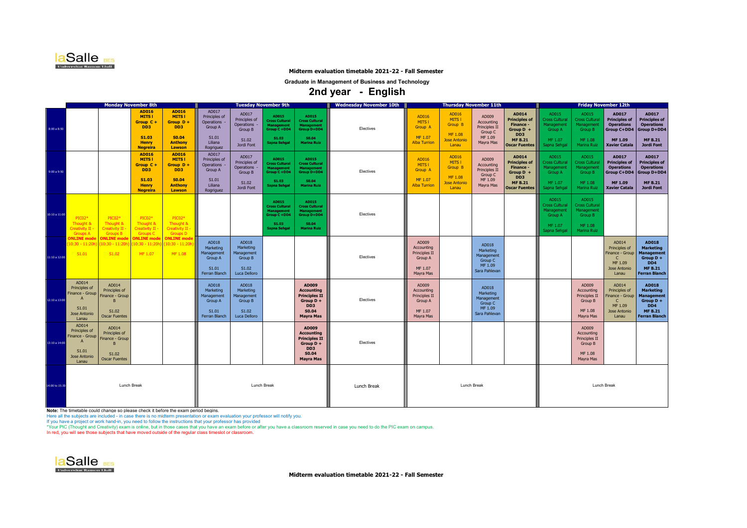**Midterm evaluation timetable 2021-22 - Fall Semester**

**Graduate in Management of Business and Technology**

## 2nd year - English

| | Monday November 8th | | | | Tuesday November 9th | | | | Wednesday November 10th | Thursday November 11th | | | | Friday November 12th | | | |
|---|---|---|---|---|---|---|---|---|---|---|---|---|---|---|---|---|---|
| 8:00 a 8:50 | | | **AD016 MITS I Group C + DD3 S1.03 Henry Negreira** | **AD016 MITS I Group D + DD3 S0.04 Anthony Lawson** | AD017 Principles of Operations - Group A S1.01 Liliana Rogriguez | AD017 Principles of Operations - Group B S1.02 Jordi Font | **AD015 Cross Cultural Management Group C +DD4 S1.03 Sapna Sehgal** | **AD015 Cross Cultural Management Group D+DD4 S0.04 Marina Ruiz** | Electives | AD016 MITS I Group A MF 1.07 Alba Turrion | AD016 MITS I Group B MF 1.08 Jose Antonio Lanau | AD009 Accounting Principles II Group C MF 1.09 Mayra Mas | **AD014 Principles of Finance - Group D + DD3 MF B.21 Oscar Fuentes** | AD015 Cross Cultural Management Group A MF 1.07 Sapna Sehgal | AD015 Cross Cultural Management Group B MF 1.08 Marina Ruiz | **AD017 Principles of Operations Group C+DD4 MF 1.09 Xavier Catala** | **AD017 Principles of Operations Group D+DD4 MF B.21 Jordi Font** |
| 9:00 a 9:50 | | | **AD016 MITS I Group C + DD3 S1.03 Henry Negreira** | **AD016 MITS I Group D + DD3 S0.04 Anthony Lawson** | AD017 Principles of Operations - Group A S1.01 Liliana Rogriguez | AD017 Principles of Operations - Group B S1.02 Jordi Font | **AD015 Cross Cultural Management Group C +DD4 S1.03 Sapna Sehgal** | **AD015 Cross Cultural Management Group D+DD4 S0.04 Marina Ruiz** | Electives | AD016 MITS I Group A MF 1.07 Alba Turrion | AD016 MITS I Group B MF 1.08 Jose Antonio Lanau | AD009 Accounting Principles II Group C MF 1.09 Mayra Mas | **AD014 Principles of Finance - Group D + DD3 MF B.21 Oscar Fuentes** | AD015 Cross Cultural Management Group A MF 1.07 Sapna Sehgal | AD015 Cross Cultural Management Group B MF 1.08 Marina Ruiz | **AD017 Principles of Operations Group C+DD4 MF 1.09 Xavier Catala** | **AD017 Principles of Operations Group D+DD4 MF B.21 Jordi Font** |
| 10:10 a 11:00 | PIC02* Thought & Creativity II - Groups A **ONLINE mode** (10:30 - 11:20h) S1.01 | PIC02* Thought & Creativity II - Groups B **ONLINE mode** (10:30 - 11:20h) S1.02 | PIC02* Thought & Creativity II - Groups C **ONLINE mode** (10:30 - 11:20h) MF 1.07 | PIC02* Thought & Creativity II - Groups D **ONLINE mode** (10:30 - 11:20h) MF 1.08 | | | **AD015 Cross Cultural Management Group C +DD4 S1.03 Sapna Sehgal** | **AD015 Cross Cultural Management Group D+DD4 S0.04 Marina Ruiz** | Electives | | | | | AD015 Cross Cultural Management Group A MF 1.07 Sapna Sehgal | AD015 Cross Cultural Management Group B MF 1.08 Marina Ruiz | | |
| 11:10 a 12:00 | | | | | AD018 Marketing Management Group A S1.01 Ferran Blanch | AD018 Marketing Management Group B S1.02 Luca Delloro | | | Electives | AD009 Accounting Principles II Group A MF 1.07 Mayra Mas | | AD018 Marketing Management Group C MF 1.09 Sara Pahlevan | | | | AD014 Principles of Finance - Group C MF 1.09 Jose Antonio Lanau | **AD018 Marketing Management Group D + DD4 MF B.21 Ferran Blanch** |
| 12:10 a 13:00 | AD014 Principles of Finance - Group A S1.01 Jose Antonio Lanau | AD014 Principles of Finance - Group B S1.02 Oscar Fuentes | | | AD018 Marketing Management Group A S1.01 Ferran Blanch | AD018 Marketing Management Group B S1.02 Luca Delloro | | **AD009 Accounting Principles II Group D + DD3 S0.04 Mayra Mas** | Electives | AD009 Accounting Principles II Group A MF 1.07 Mayra Mas | | AD018 Marketing Management Group C MF 1.09 Sara Pahlevan | | | AD009 Accounting Principles II Group B MF 1.08 Mayra Mas | AD014 Principles of Finance - Group C MF 1.09 Jose Antonio Lanau | **AD018 Marketing Management Group D + DD4 MF B.21 Ferran Blanch** |
| 13:10 a 14:00 | AD014 Principles of Finance - Group A S1.01 Jose Antonio Lanau | AD014 Principles of Finance - Group B S1.02 Oscar Fuentes | | | | | | **AD009 Accounting Principles II Group D + DD3 S0.04 Mayra Mas** | Electives | | | | | | AD009 Accounting Principles II Group B MF 1.08 Mayra Mas | | |
| 14:00 to 15:30 | Lunch Break | | | | Lunch Break | | | | Lunch Break | Lunch Break | | | | Lunch Break | | | |

**Note:** The timetable could change so please check it before the exam period begins.

Here all the subjects are included - in case there is no midterm presentation or exam evaluation your professor will notify you.

If you have a project or work hand-in, you need to follow the instructions that your professor has provided

*Your PIC (Thought and Creativity) exam is online, but in those cases that you have an exam before or after you have a classroom reserved in case you need to do the PIC exam on campus.

In red, you will see those subjects that have moved outside of the regular class timeslot or classroom.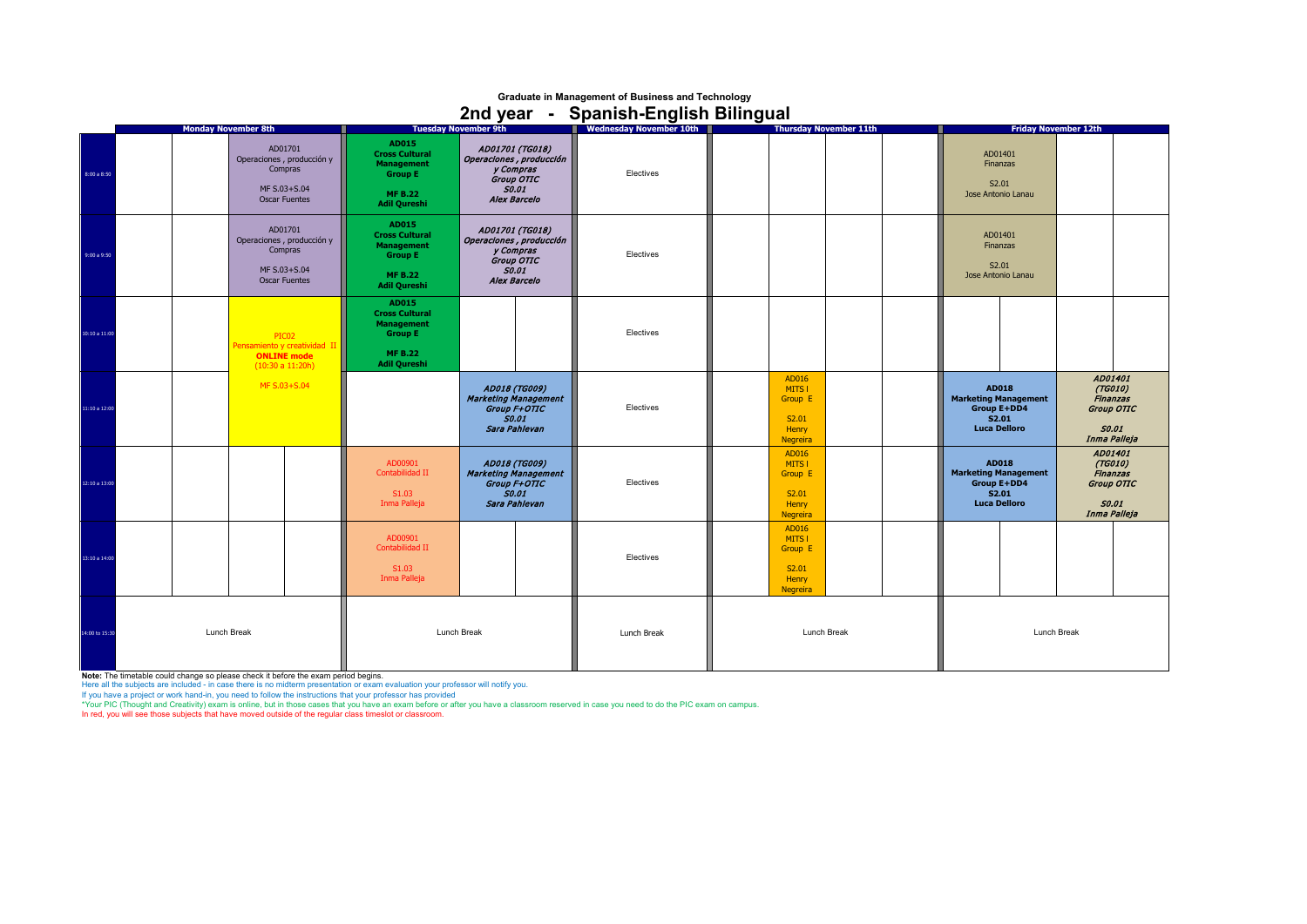**Graduate in Management of Business and Technology**

# 2nd year - Spanish-English Bilingual

| | Monday November 8th | Tuesday November 9th | | Wednesday November 10th | Thursday November 11th | Friday November 12th | |
|---|---|---|---|---|---|---|---|
| 8:00 a 8:50 | AD01701 Operaciones , producción y Compras MF S.03+S.04 Oscar Fuentes | **AD015 Cross Cultural Management Group E MF B.22 Adil Qureshi** | *AD01701 (TG018) Operaciones , producción y Compras Group OTIC S0.01 Alex Barcelo* | Electives | | AD01401 Finanzas S2.01 Jose Antonio Lanau | |
| 9:00 a 9:50 | AD01701 Operaciones , producción y Compras MF S.03+S.04 Oscar Fuentes | **AD015 Cross Cultural Management Group E MF B.22 Adil Qureshi** | *AD01701 (TG018) Operaciones , producción y Compras Group OTIC S0.01 Alex Barcelo* | Electives | | AD01401 Finanzas S2.01 Jose Antonio Lanau | |
| 10:10 a 11:00 | PIC02 Pensamiento y creatividad II **ONLINE mode** (10:30 a 11:20h) MF S.03+S.04 | **AD015 Cross Cultural Management Group E MF B.22 Adil Qureshi** | | Electives | | | |
| 11:10 a 12:00 | | | *AD018 (TG009) Marketing Management Group F+OTIC S0.01 Sara Pahlevan* | Electives | AD016 MITS I Group E S2.01 Henry Negreira | **AD018 Marketing Management Group E+DD4 S2.01 Luca Delloro** | *AD01401 (TG010) Finanzas Group OTIC S0.01 Inma Palleja* |
| 12:10 a 13:00 | | AD00901 Contabilidad II S1.03 Inma Palleja | *AD018 (TG009) Marketing Management Group F+OTIC S0.01 Sara Pahlevan* | Electives | AD016 MITS I Group E S2.01 Henry Negreira | **AD018 Marketing Management Group E+DD4 S2.01 Luca Delloro** | *AD01401 (TG010) Finanzas Group OTIC S0.01 Inma Palleja* |
| 13:10 a 14:00 | | AD00901 Contabilidad II S1.03 Inma Palleja | | Electives | AD016 MITS I Group E S2.01 Henry Negreira | | |
| 14:00 to 15:30 | Lunch Break | Lunch Break | | Lunch Break | Lunch Break | Lunch Break | |

**Note:** The timetable could change so please check it before the exam period begins.
Here all the subjects are included - in case there is no midterm presentation or exam evaluation your professor will notify you.
If you have a project or work hand-in, you need to follow the instructions that your professor has provided
*Your PIC (Thought and Creativity) exam is online, but in those cases that you have an exam before or after you have a classroom reserved in case you need to do the PIC exam on campus.
In red, you will see those subjects that have moved outside of the regular class timeslot or classroom.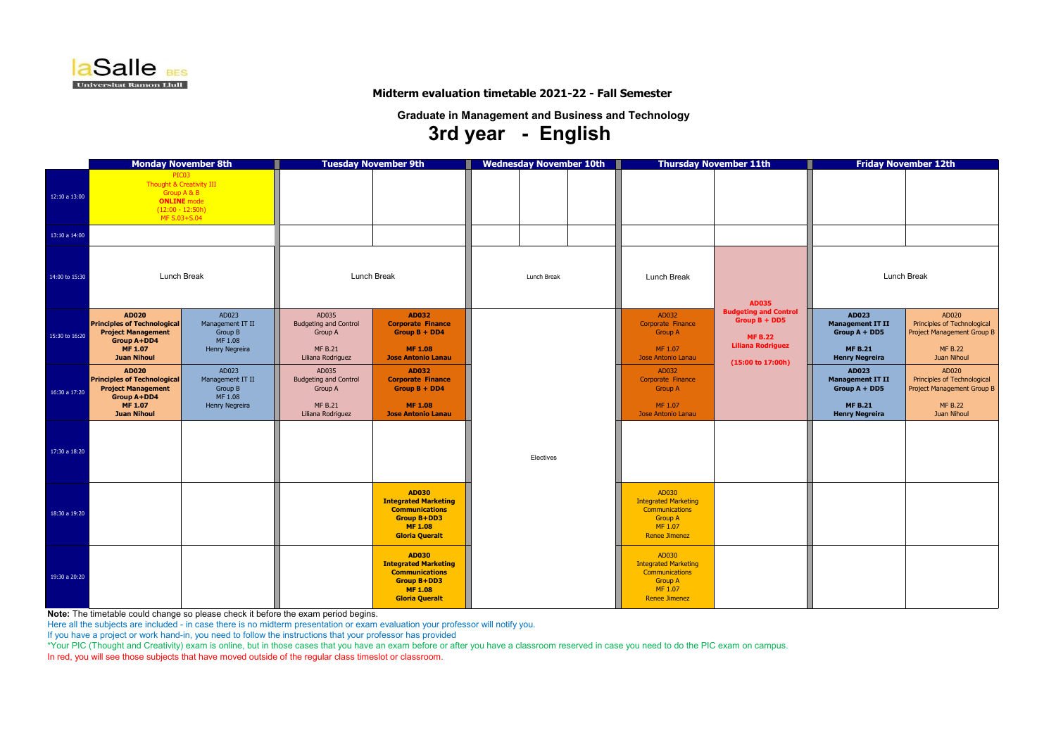laSalle BES
Universitat Ramon Llull

## Midterm evaluation timetable 2021-22 - Fall Semester

### Graduate in Management and Business and Technology

# 3rd year - English

| | Monday November 8th | | Tuesday November 9th | | Wednesday November 10th | | | Thursday November 11th | | Friday November 12th | |
|---|---|---|---|---|---|---|---|---|---|---|---|
| 12:10 a 13:00 | PIC03 Thought & Creativity III Group A & B **ONLINE** mode (12:00 - 12:50h) MF S.03+S.04 | | | | | | | | | | |
| 13:10 a 14:00 | | | | | | | | | | | |
| 14:00 to 15:30 | Lunch Break | | Lunch Break | | Lunch Break | | | Lunch Break | **AD035 Budgeting and Control Group B + DD5** **MF B.22 Liliana Rodriguez** **(15:00 to 17:00h)** | Lunch Break | |
| 15:30 to 16:20 | **AD020 Principles of Technological Project Management Group A+DD4 MF 1.07 Juan Nihoul** | AD023 Management IT II Group B MF 1.08 Henry Negreira | AD035 Budgeting and Control Group A MF B.21 Liliana Rodriguez | **AD032 Corporate Finance Group B + DD4 MF 1.08 Jose Antonio Lanau** | Electives | | | AD032 Corporate Finance Group A MF 1.07 Jose Antonio Lanau | | **AD023 Management IT II Group A + DD5 MF B.21 Henry Negreira** | AD020 Principles of Technological Project Management Group B MF B.22 Juan Nihoul |
| 16:30 a 17:20 | **AD020 Principles of Technological Project Management Group A+DD4 MF 1.07 Juan Nihoul** | AD023 Management IT II Group B MF 1.08 Henry Negreira | AD035 Budgeting and Control Group A MF B.21 Liliana Rodriguez | **AD032 Corporate Finance Group B + DD4 MF 1.08 Jose Antonio Lanau** | | | | AD032 Corporate Finance Group A MF 1.07 Jose Antonio Lanau | | **AD023 Management IT II Group A + DD5 MF B.21 Henry Negreira** | AD020 Principles of Technological Project Management Group B MF B.22 Juan Nihoul |
| 17:30 a 18:20 | | | | | | | | | | | |
| 18:30 a 19:20 | | | | **AD030 Integrated Marketing Communications Group B+DD3 MF 1.08 Gloria Queralt** | | | | AD030 Integrated Marketing Communications Group A MF 1.07 Renee Jimenez | | | |
| 19:30 a 20:20 | | | | **AD030 Integrated Marketing Communications Group B+DD3 MF 1.08 Gloria Queralt** | | | | AD030 Integrated Marketing Communications Group A MF 1.07 Renee Jimenez | | | |

**Note:** The timetable could change so please check it before the exam period begins.

Here all the subjects are included - in case there is no midterm presentation or exam evaluation your professor will notify you.

If you have a project or work hand-in, you need to follow the instructions that your professor has provided

*Your PIC (Thought and Creativity) exam is online, but in those cases that you have an exam before or after you have a classroom reserved in case you need to do the PIC exam on campus.

In red, you will see those subjects that have moved outside of the regular class timeslot or classroom.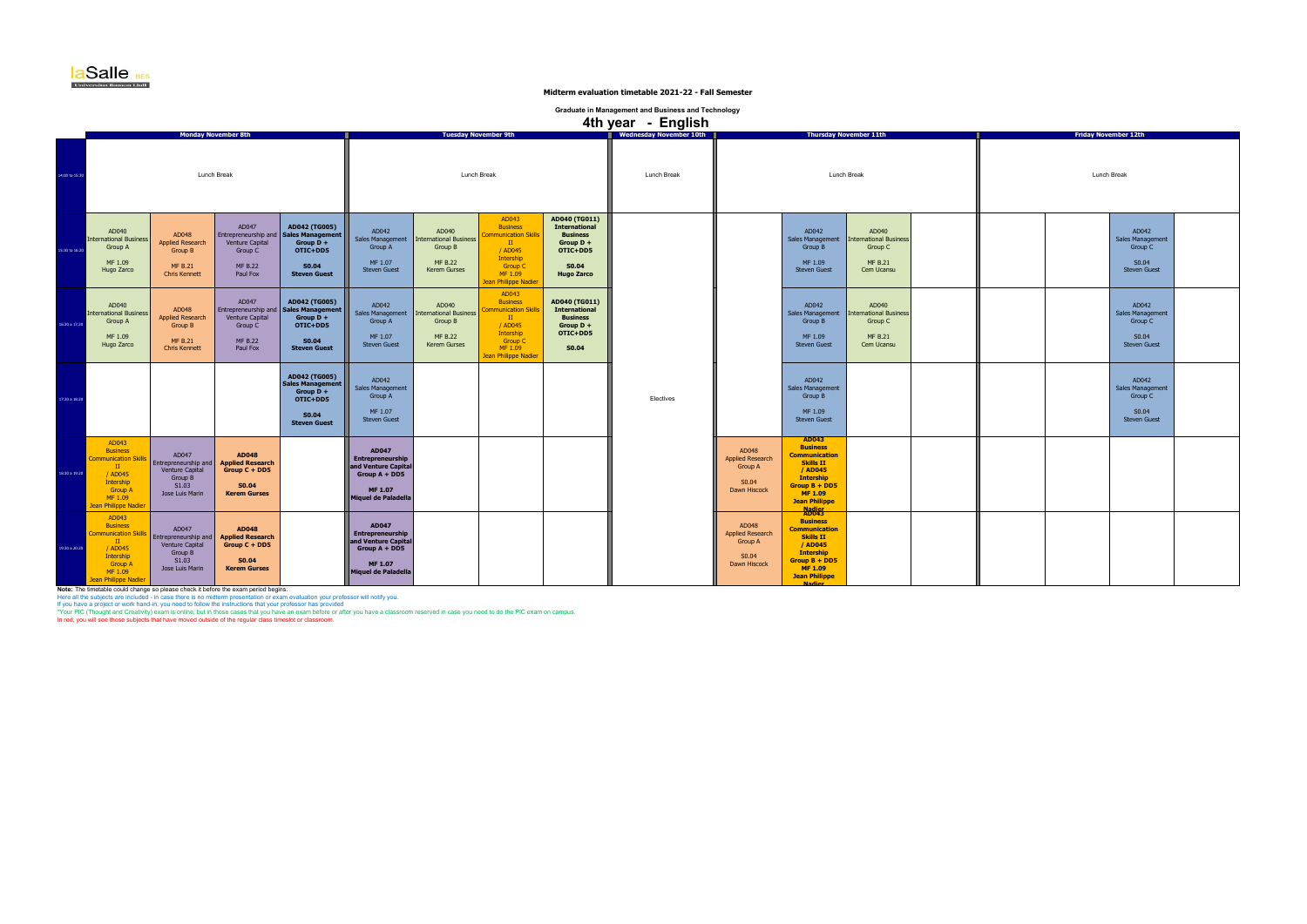**Midterm evaluation timetable 2021-22 - Fall Semester**

**Graduate in Management and Business and Technology**

# 4th year - English

| | Monday November 8th | | | | Tuesday November 9th | | | | Wednesday November 10th | Thursday November 11th | | | | Friday November 12th | | | |
|---|---|---|---|---|---|---|---|---|---|---|---|---|---|---|---|---|---|
| 14:00 to 15:30 | Lunch Break | | | | Lunch Break | | | | Lunch Break | Lunch Break | | | | Lunch Break | | | |
| 15:30 to 16:20 | AD040 International Business Group A MF 1.09 Hugo Zarco | AD048 Applied Research Group B MF B.21 Chris Kennett | AD047 Entrepreneurship and Venture Capital Group C MF B.22 Paul Fox | **AD042 (TG005) Sales Management Group D + OTIC+DD5 S0.04 Steven Guest** | AD042 Sales Management Group A MF 1.07 Steven Guest | AD040 International Business Group B MF B.22 Kerem Gurses | AD043 Business Communication Skills II / AD045 Intership Group C MF 1.09 Jean Philippe Nadier | **AD040 (TG011) International Business Group D + OTIC+DD5 S0.04 Hugo Zarco** | | | AD042 Sales Management Group B MF 1.09 Steven Guest | AD040 International Business Group C MF B.21 Cem Ucansu | | | | AD042 Sales Management Group C S0.04 Steven Guest | |
| 16:30 to 17:20 | AD040 International Business Group A MF 1.09 Hugo Zarco | AD048 Applied Research Group B MF B.21 Chris Kennett | AD047 Entrepreneurship and Venture Capital Group C MF B.22 Paul Fox | **AD042 (TG005) Sales Management Group D + OTIC+DD5 S0.04 Steven Guest** | AD042 Sales Management Group A MF 1.07 Steven Guest | AD040 International Business Group B MF B.22 Kerem Gurses | AD043 Business Communication Skills II / AD045 Intership Group C MF 1.09 Jean Philippe Nadier | **AD040 (TG011) International Business Group D + OTIC+DD5 S0.04** | | | AD042 Sales Management Group B MF 1.09 Steven Guest | AD040 International Business Group C MF B.21 Cem Ucansu | | | | AD042 Sales Management Group C S0.04 Steven Guest | |
| 17:30 to 18:20 | | | | **AD042 (TG005) Sales Management Group D + OTIC+DD5 S0.04 Steven Guest** | AD042 Sales Management Group A MF 1.07 Steven Guest | | | | Electives | | AD042 Sales Management Group B MF 1.09 Steven Guest | | | | | AD042 Sales Management Group C S0.04 Steven Guest | |
| 18:30 to 19:20 | AD043 Business Communication Skills II / AD045 Intership Group A MF 1.09 Jean Philippe Nadier | AD047 Entrepreneurship and Venture Capital Group B S1.03 Jose Luis Marin | **AD048 Applied Research Group C + DD5 S0.04 Kerem Gurses** | | **AD047 Entrepreneurship and Venture Capital Group A + DD5 MF 1.07 Miquel de Paladella** | | | | | AD048 Applied Research Group A S0.04 Dawn Hiscock | **AD043 Business Communication Skills II / AD045 Intership Group B + DD5 MF 1.09 Jean Philippe Nadier** | | | | | | |
| 19:30 to 20:20 | AD043 Business Communication Skills II / AD045 Intership Group A MF 1.09 Jean Philippe Nadier | AD047 Entrepreneurship and Venture Capital Group B S1.03 Jose Luis Marin | **AD048 Applied Research Group C + DD5 S0.04 Kerem Gurses** | | **AD047 Entrepreneurship and Venture Capital Group A + DD5 MF 1.07 Miquel de Paladella** | | | | | AD048 Applied Research Group A S0.04 Dawn Hiscock | **AD043 Business Communication Skills II / AD045 Intership Group B + DD5 MF 1.09 Jean Philippe Nadier** | | | | | | |

**Note:** The timetable could change so please check it before the exam period begins.
Here all the subjects are included - in case there is no midterm presentation or exam evaluation your professor will notify you.
If you have a project or work hand-in, you need to follow the instructions that your professor has provided
*Your PIC (Thought and Creativity) exam is online, but in those cases that you have an exam before or after you have a classroom reserved in case you need to do the PIC exam on campus.
In red, you will see those subjects that have moved outside of the regular class timeslot or classroom.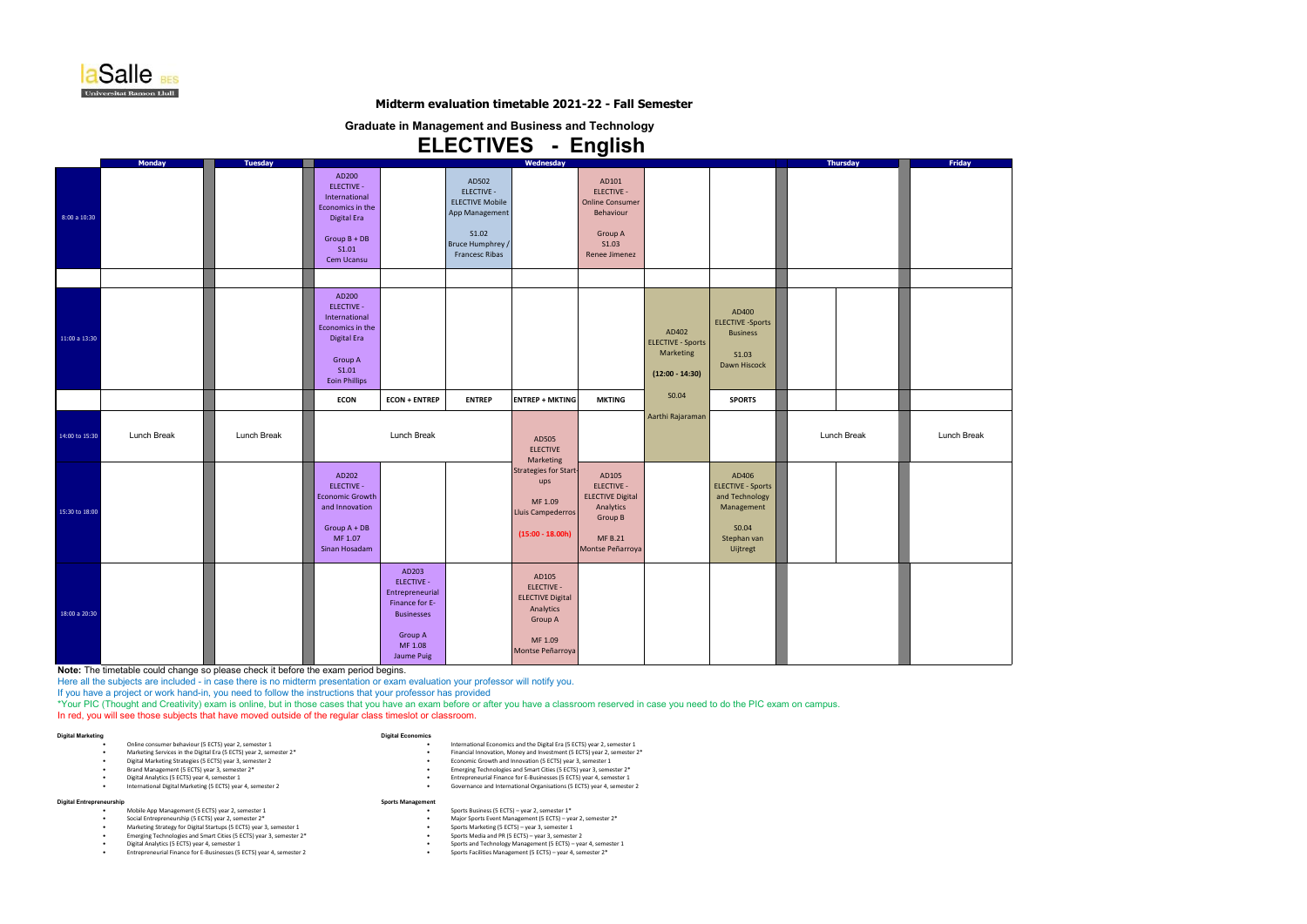**Midterm evaluation timetable 2021-22 - Fall Semester**

**Graduate in Management and Business and Technology**

# ELECTIVES - English

| | Monday | Tuesday | Wednesday | | | | | | | Thursday | Friday |
|---|---|---|---|---|---|---|---|---|---|---|---|
| 8:00 a 10:30 | | | AD200 ELECTIVE - International Economics in the Digital Era<br>Group B + DB<br>S1.01<br>Cem Ucansu | | AD502 ELECTIVE - ELECTIVE Mobile App Management<br>S1.02<br>Bruce Humphrey / Francesc Ribas | | AD101 ELECTIVE - Online Consumer Behaviour<br>Group A<br>S1.03<br>Renee Jimenez | | | | |
| | | | | | | | | | | | |
| 11:00 a 13:30 | | | AD200 ELECTIVE - International Economics in the Digital Era<br>Group A<br>S1.01<br>Eoin Phillips | | | | | AD402 ELECTIVE - Sports Marketing<br>(12:00 - 14:30)<br>S0.04<br>Aarthi Rajaraman | AD400 ELECTIVE -Sports Business<br>S1.03<br>Dawn Hiscock | | |
| | | | ECON | ECON + ENTREP | ENTREP | ENTREP + MKTING | MKTING | | SPORTS | | |
| 14:00 to 15:30 | Lunch Break | Lunch Break | Lunch Break | | | AD505 ELECTIVE Marketing Strategies for Start-ups<br>MF 1.09<br>Lluis Campederros<br>(15:00 - 18.00h) | | | | Lunch Break | Lunch Break |
| 15:30 to 18:00 | | | AD202 ELECTIVE - Economic Growth and Innovation<br>Group A + DB<br>MF 1.07<br>Sinan Hosadam | | | | AD105 ELECTIVE - ELECTIVE Digital Analytics Group B<br>MF B.21<br>Montse Peñarroya | | AD406 ELECTIVE - Sports and Technology Management<br>S0.04<br>Stephan van Uijtregt | | |
| 18:00 a 20:30 | | | | AD203 ELECTIVE - Entrepreneurial Finance for E-Businesses<br>Group A<br>MF 1.08<br>Jaume Puig | | AD105 ELECTIVE - ELECTIVE Digital Analytics Group A<br>MF 1.09<br>Montse Peñarroya | | | | | |

**Note:** The timetable could change so please check it before the exam period begins.

Here all the subjects are included - in case there is no midterm presentation or exam evaluation your professor will notify you.

If you have a project or work hand-in, you need to follow the instructions that your professor has provided

*Your PIC (Thought and Creativity) exam is online, but in those cases that you have an exam before or after you have a classroom reserved in case you need to do the PIC exam on campus.

In red, you will see those subjects that have moved outside of the regular class timeslot or classroom.

**Digital Marketing**

- Online consumer behaviour (5 ECTS) year 2, semester 1
- Marketing Services in the Digital Era (5 ECTS) year 2, semester 2*
- Digital Marketing Strategies (5 ECTS) year 3, semester 2
- Brand Management (5 ECTS) year 3, semester 2*
- Digital Analytics (5 ECTS) year 4, semester 1
- International Digital Marketing (5 ECTS) year 4, semester 2

**Digital Entrepreneurship**

- Mobile App Management (5 ECTS) year 2, semester 1
- Social Entrepreneurship (5 ECTS) year 2, semester 2*
- Marketing Strategy for Digital Startups (5 ECTS) year 3, semester 1
- Emerging Technologies and Smart Cities (5 ECTS) year 3, semester 2*
- Digital Analytics (5 ECTS) year 4, semester 1
- Entrepreneurial Finance for E-Businesses (5 ECTS) year 4, semester 2

**Digital Economics**

- International Economics and the Digital Era (5 ECTS) year 2, semester 1
- Financial Innovation, Money and Investment (5 ECTS) year 2, semester 2*
- Economic Growth and Innovation (5 ECTS) year 3, semester 1
- Emerging Technologies and Smart Cities (5 ECTS) year 3, semester 2*
- Entrepreneurial Finance for E-Businesses (5 ECTS) year 4, semester 1
- Governance and International Organisations (5 ECTS) year 4, semester 2

**Sports Management**

- Sports Business (5 ECTS) – year 2, semester 1*
- Major Sports Event Management (5 ECTS) – year 2, semester 2*
- Sports Marketing (5 ECTS) – year 3, semester 1
- Sports Media and PR (5 ECTS) – year 3, semester 2
- Sports and Technology Management (5 ECTS) – year 4, semester 1
- Sports Facilities Management (5 ECTS) – year 4, semester 2*